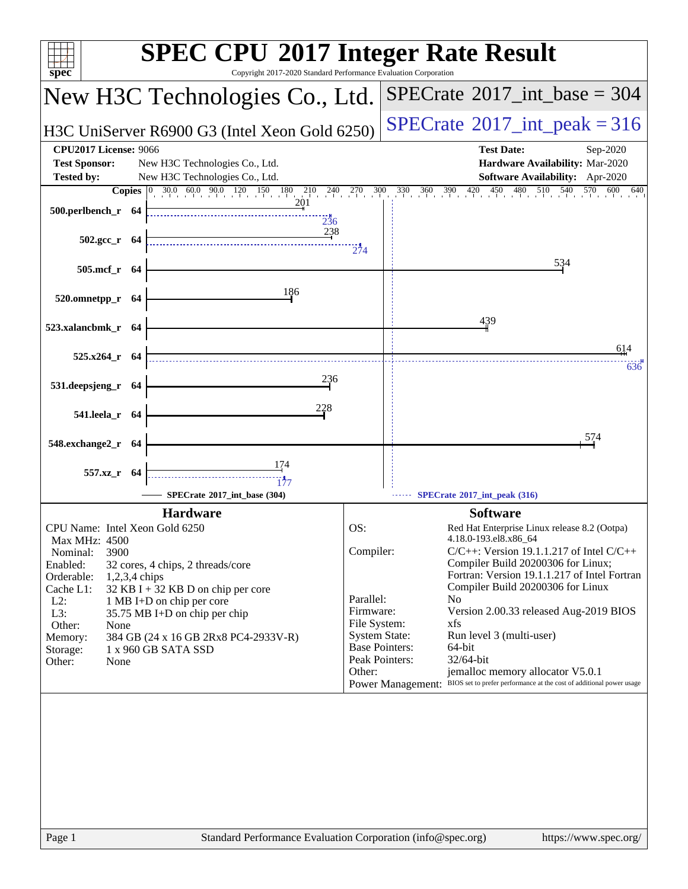# SPEC CPU 2017 Integer Rate Result

Copyright 2017-2020 Standard Performance Evaluation Corporation

## New H3C Technologies Co., Ltd.

## H3C UniServer R6900 G3 (Intel Xeon Gold 6250)

**SPECrate 2017_int_base = 304**

**SPECrate 2017_int_peak = 316**

| | | | |
|---|---|---|---|
| **CPU2017 License:** | 9066 | **Test Date:** | Sep-2020 |
| **Test Sponsor:** | New H3C Technologies Co., Ltd. | **Hardware Availability:** | Mar-2020 |
| **Tested by:** | New H3C Technologies Co., Ltd. | **Software Availability:** | Apr-2020 |

| Benchmark | Copies | Base | Peak |
|---|---|---|---|
| 500.perlbench_r | 64 | 201 | 236 |
| 502.gcc_r | 64 | 238 | 274 |
| 505.mcf_r | 64 | 534 | |
| 520.omnetpp_r | 64 | 186 | |
| 523.xalancbmk_r | 64 | 439 | |
| 525.x264_r | 64 | 614 | 636 |
| 531.deepsjeng_r | 64 | 236 | |
| 541.leela_r | 64 | 228 | |
| 548.exchange2_r | 64 | 574 | |
| 557.xz_r | 64 | 174 | 177 |

SPECrate 2017_int_base (304)

SPECrate 2017_int_peak (316)

### Hardware

| | |
|---|---|
| CPU Name: | Intel Xeon Gold 6250 |
| Max MHz: | 4500 |
| Nominal: | 3900 |
| Enabled: | 32 cores, 4 chips, 2 threads/core |
| Orderable: | 1,2,3,4 chips |
| Cache L1: | 32 KB I + 32 KB D on chip per core |
| L2: | 1 MB I+D on chip per core |
| L3: | 35.75 MB I+D on chip per chip |
| Other: | None |
| Memory: | 384 GB (24 x 16 GB 2Rx8 PC4-2933V-R) |
| Storage: | 1 x 960 GB SATA SSD |
| Other: | None |

### Software

| | |
|---|---|
| OS: | Red Hat Enterprise Linux release 8.2 (Ootpa) 4.18.0-193.el8.x86_64 |
| Compiler: | C/C++: Version 19.1.1.217 of Intel C/C++ Compiler Build 20200306 for Linux; Fortran: Version 19.1.1.217 of Intel Fortran Compiler Build 20200306 for Linux |
| Parallel: | No |
| Firmware: | Version 2.00.33 released Aug-2019 BIOS |
| File System: | xfs |
| System State: | Run level 3 (multi-user) |
| Base Pointers: | 64-bit |
| Peak Pointers: | 32/64-bit |
| Other: | jemalloc memory allocator V5.0.1 |
| Power Management: | BIOS set to prefer performance at the cost of additional power usage |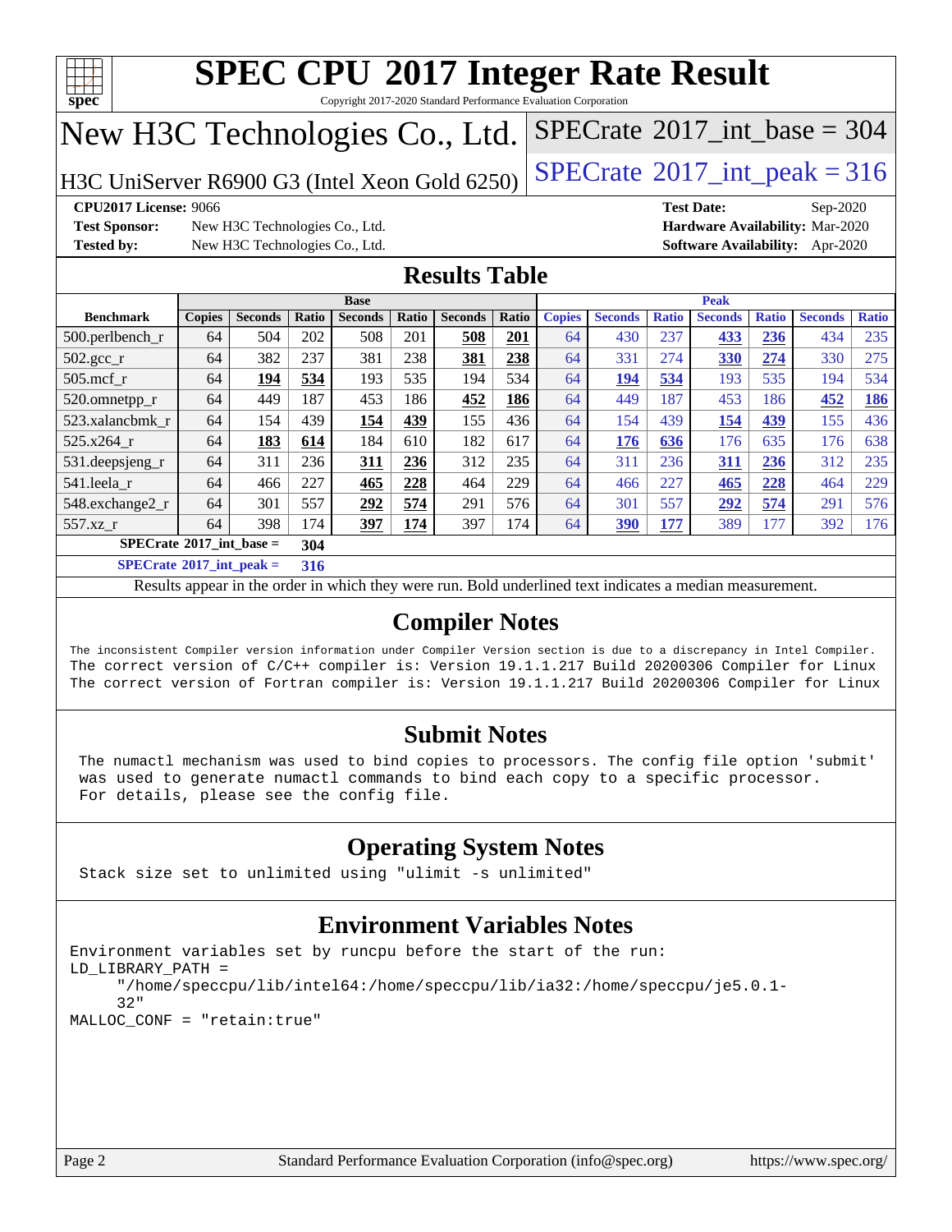# SPEC CPU 2017 Integer Rate Result

Copyright 2017-2020 Standard Performance Evaluation Corporation

## New H3C Technologies Co., Ltd.

H3C UniServer R6900 G3 (Intel Xeon Gold 6250)

SPECrate 2017_int_base = 304

SPECrate 2017_int_peak = 316

**CPU2017 License:** 9066
**Test Sponsor:** New H3C Technologies Co., Ltd.
**Tested by:** New H3C Technologies Co., Ltd.

**Test Date:** Sep-2020
**Hardware Availability:** Mar-2020
**Software Availability:** Apr-2020

## Results Table

| | Base | | | | | | | Peak | | | | | | |
|---|---|---|---|---|---|---|---|---|---|---|---|---|---|---|
| **Benchmark** | **Copies** | **Seconds** | **Ratio** | **Seconds** | **Ratio** | **Seconds** | **Ratio** | **Copies** | **Seconds** | **Ratio** | **Seconds** | **Ratio** | **Seconds** | **Ratio** |
| 500.perlbench_r | 64 | 504 | 202 | 508 | 201 | **508** | **201** | 64 | 430 | 237 | **433** | **236** | 434 | 235 |
| 502.gcc_r | 64 | 382 | 237 | 381 | 238 | **381** | **238** | 64 | 331 | 274 | **330** | **274** | 330 | 275 |
| 505.mcf_r | 64 | **194** | **534** | 193 | 535 | 194 | 534 | 64 | **194** | **534** | 193 | 535 | 194 | 534 |
| 520.omnetpp_r | 64 | 449 | 187 | 453 | 186 | **452** | **186** | 64 | 449 | 187 | 453 | 186 | **452** | **186** |
| 523.xalancbmk_r | 64 | 154 | 439 | **154** | **439** | 155 | 436 | 64 | 154 | 439 | **154** | **439** | 155 | 436 |
| 525.x264_r | 64 | **183** | **614** | 184 | 610 | 182 | 617 | 64 | **176** | **636** | 176 | 635 | 176 | 638 |
| 531.deepsjeng_r | 64 | 311 | 236 | **311** | **236** | 312 | 235 | 64 | 311 | 236 | **311** | **236** | 312 | 235 |
| 541.leela_r | 64 | 466 | 227 | **465** | **228** | 464 | 229 | 64 | 466 | 227 | **465** | **228** | 464 | 229 |
| 548.exchange2_r | 64 | 301 | 557 | **292** | **574** | 291 | 576 | 64 | 301 | 557 | **292** | **574** | 291 | 576 |
| 557.xz_r | 64 | 398 | 174 | **397** | **174** | 397 | 174 | 64 | **390** | **177** | 389 | 177 | 392 | 176 |

**SPECrate 2017_int_base = 304**

**SPECrate 2017_int_peak = 316**

Results appear in the order in which they were run. Bold underlined text indicates a median measurement.

## Compiler Notes

The inconsistent Compiler version information under Compiler Version section is due to a discrepancy in Intel Compiler.
The correct version of C/C++ compiler is: Version 19.1.1.217 Build 20200306 Compiler for Linux
The correct version of Fortran compiler is: Version 19.1.1.217 Build 20200306 Compiler for Linux

## Submit Notes

The numactl mechanism was used to bind copies to processors. The config file option 'submit' was used to generate numactl commands to bind each copy to a specific processor.
For details, please see the config file.

## Operating System Notes

Stack size set to unlimited using "ulimit -s unlimited"

## Environment Variables Notes

```
Environment variables set by runcpu before the start of the run:
LD_LIBRARY_PATH =
     "/home/speccpu/lib/intel64:/home/speccpu/lib/ia32:/home/speccpu/je5.0.1-
     32"
MALLOC_CONF = "retain:true"
```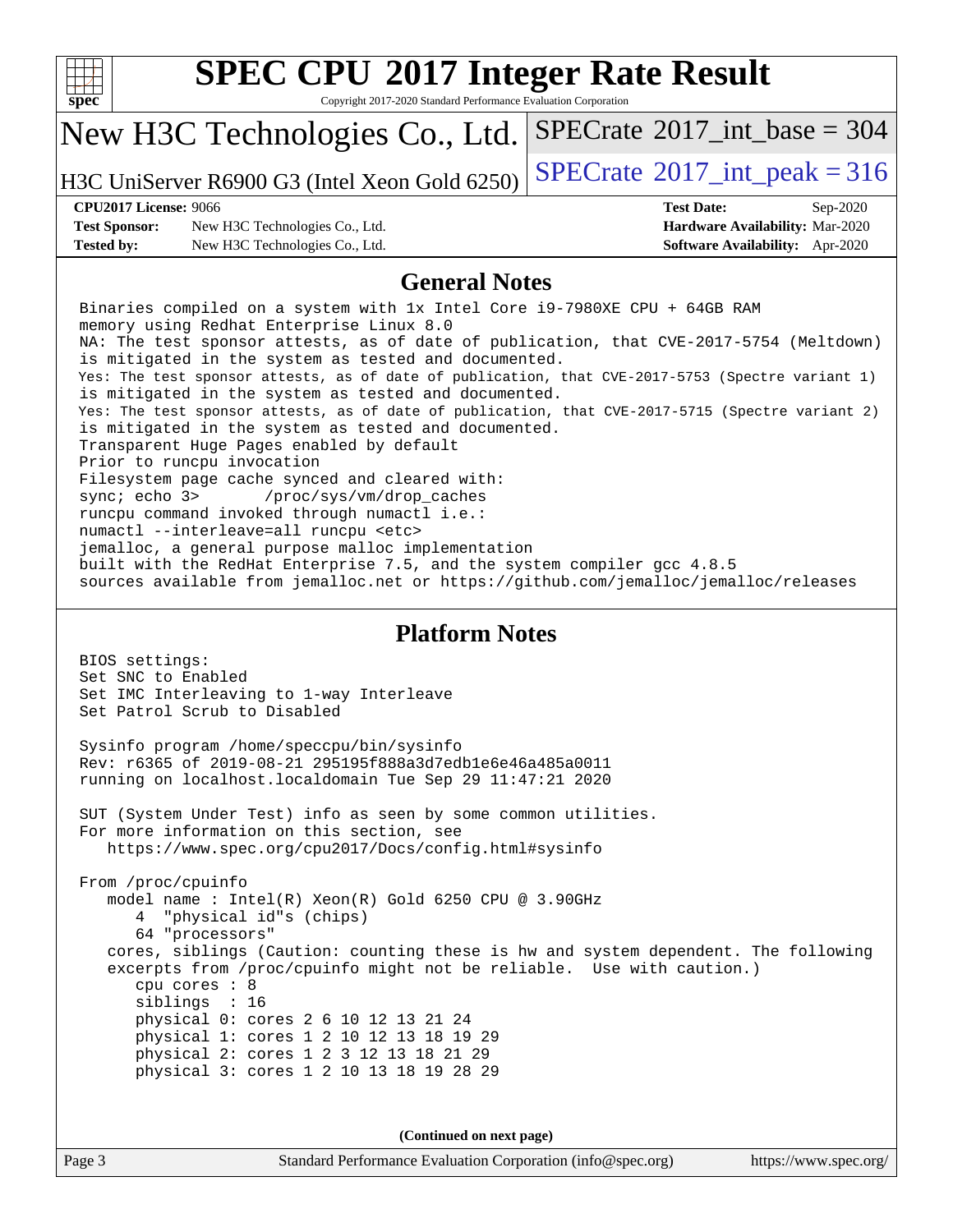# SPEC CPU 2017 Integer Rate Result

Copyright 2017-2020 Standard Performance Evaluation Corporation

## New H3C Technologies Co., Ltd.

H3C UniServer R6900 G3 (Intel Xeon Gold 6250)

SPECrate 2017_int_base = 304

SPECrate 2017_int_peak = 316

**CPU2017 License:** 9066
**Test Sponsor:** New H3C Technologies Co., Ltd.
**Tested by:** New H3C Technologies Co., Ltd.

**Test Date:** Sep-2020
**Hardware Availability:** Mar-2020
**Software Availability:** Apr-2020

## General Notes

```
Binaries compiled on a system with 1x Intel Core i9-7980XE CPU + 64GB RAM
memory using Redhat Enterprise Linux 8.0
NA: The test sponsor attests, as of date of publication, that CVE-2017-5754 (Meltdown)
is mitigated in the system as tested and documented.
Yes: The test sponsor attests, as of date of publication, that CVE-2017-5753 (Spectre variant 1)
is mitigated in the system as tested and documented.
Yes: The test sponsor attests, as of date of publication, that CVE-2017-5715 (Spectre variant 2)
is mitigated in the system as tested and documented.
Transparent Huge Pages enabled by default
Prior to runcpu invocation
Filesystem page cache synced and cleared with:
sync; echo 3>       /proc/sys/vm/drop_caches
runcpu command invoked through numactl i.e.:
numactl --interleave=all runcpu <etc>
jemalloc, a general purpose malloc implementation
built with the RedHat Enterprise 7.5, and the system compiler gcc 4.8.5
sources available from jemalloc.net or https://github.com/jemalloc/jemalloc/releases
```

## Platform Notes

```
BIOS settings:
Set SNC to Enabled
Set IMC Interleaving to 1-way Interleave
Set Patrol Scrub to Disabled

Sysinfo program /home/speccpu/bin/sysinfo
Rev: r6365 of 2019-08-21 295195f888a3d7edb1e6e46a485a0011
running on localhost.localdomain Tue Sep 29 11:47:21 2020

SUT (System Under Test) info as seen by some common utilities.
For more information on this section, see
   https://www.spec.org/cpu2017/Docs/config.html#sysinfo

From /proc/cpuinfo
   model name : Intel(R) Xeon(R) Gold 6250 CPU @ 3.90GHz
      4  "physical id"s (chips)
      64 "processors"
   cores, siblings (Caution: counting these is hw and system dependent. The following
   excerpts from /proc/cpuinfo might not be reliable.  Use with caution.)
      cpu cores : 8
      siblings  : 16
      physical 0: cores 2 6 10 12 13 21 24
      physical 1: cores 1 2 10 12 13 18 19 29
      physical 2: cores 1 2 3 12 13 18 21 29
      physical 3: cores 1 2 10 13 18 19 28 29
```

**(Continued on next page)**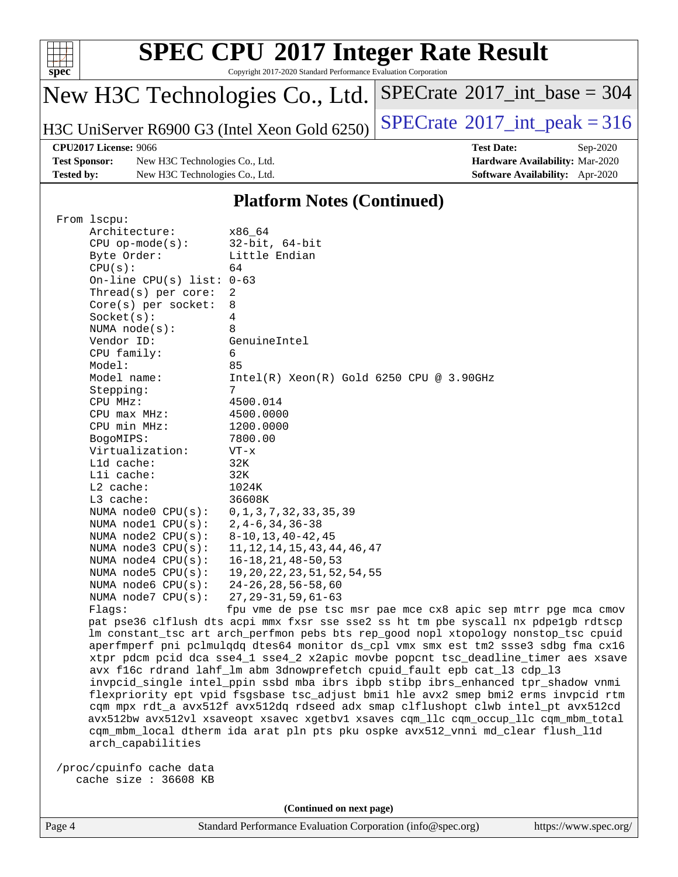# SPEC CPU 2017 Integer Rate Result

Copyright 2017-2020 Standard Performance Evaluation Corporation

New H3C Technologies Co., Ltd. | SPECrate 2017_int_base = 304

H3C UniServer R6900 G3 (Intel Xeon Gold 6250) | SPECrate 2017_int_peak = 316

**CPU2017 License:** 9066 | **Test Date:** Sep-2020
**Test Sponsor:** New H3C Technologies Co., Ltd. | **Hardware Availability:** Mar-2020
**Tested by:** New H3C Technologies Co., Ltd. | **Software Availability:** Apr-2020

## Platform Notes (Continued)

```
 From lscpu:
      Architecture:        x86_64
      CPU op-mode(s):      32-bit, 64-bit
      Byte Order:          Little Endian
      CPU(s):              64
      On-line CPU(s) list: 0-63
      Thread(s) per core:  2
      Core(s) per socket:  8
      Socket(s):           4
      NUMA node(s):        8
      Vendor ID:           GenuineIntel
      CPU family:          6
      Model:               85
      Model name:          Intel(R) Xeon(R) Gold 6250 CPU @ 3.90GHz
      Stepping:            7
      CPU MHz:             4500.014
      CPU max MHz:         4500.0000
      CPU min MHz:         1200.0000
      BogoMIPS:            7800.00
      Virtualization:      VT-x
      L1d cache:           32K
      L1i cache:           32K
      L2 cache:            1024K
      L3 cache:            36608K
      NUMA node0 CPU(s):   0,1,3,7,32,33,35,39
      NUMA node1 CPU(s):   2,4-6,34,36-38
      NUMA node2 CPU(s):   8-10,13,40-42,45
      NUMA node3 CPU(s):   11,12,14,15,43,44,46,47
      NUMA node4 CPU(s):   16-18,21,48-50,53
      NUMA node5 CPU(s):   19,20,22,23,51,52,54,55
      NUMA node6 CPU(s):   24-26,28,56-58,60
      NUMA node7 CPU(s):   27,29-31,59,61-63
      Flags:               fpu vme de pse tsc msr pae mce cx8 apic sep mtrr pge mca cmov
      pat pse36 clflush dts acpi mmx fxsr sse sse2 ss ht tm pbe syscall nx pdpe1gb rdtscp
      lm constant_tsc art arch_perfmon pebs bts rep_good nopl xtopology nonstop_tsc cpuid
      aperfmperf pni pclmulqdq dtes64 monitor ds_cpl vmx smx est tm2 ssse3 sdbg fma cx16
      xtpr pdcm pcid dca sse4_1 sse4_2 x2apic movbe popcnt tsc_deadline_timer aes xsave
      avx f16c rdrand lahf_lm abm 3dnowprefetch cpuid_fault epb cat_l3 cdp_l3
      invpcid_single intel_ppin ssbd mba ibrs ibpb stibp ibrs_enhanced tpr_shadow vnmi
      flexpriority ept vpid fsgsbase tsc_adjust bmi1 hle avx2 smep bmi2 erms invpcid rtm
      cqm mpx rdt_a avx512f avx512dq rdseed adx smap clflushopt clwb intel_pt avx512cd
      avx512bw avx512vl xsaveopt xsavec xgetbv1 xsaves cqm_llc cqm_occup_llc cqm_mbm_total
      cqm_mbm_local dtherm ida arat pln pts pku ospke avx512_vnni md_clear flush_l1d
      arch_capabilities

 /proc/cpuinfo cache data
    cache size : 36608 KB
```

**(Continued on next page)**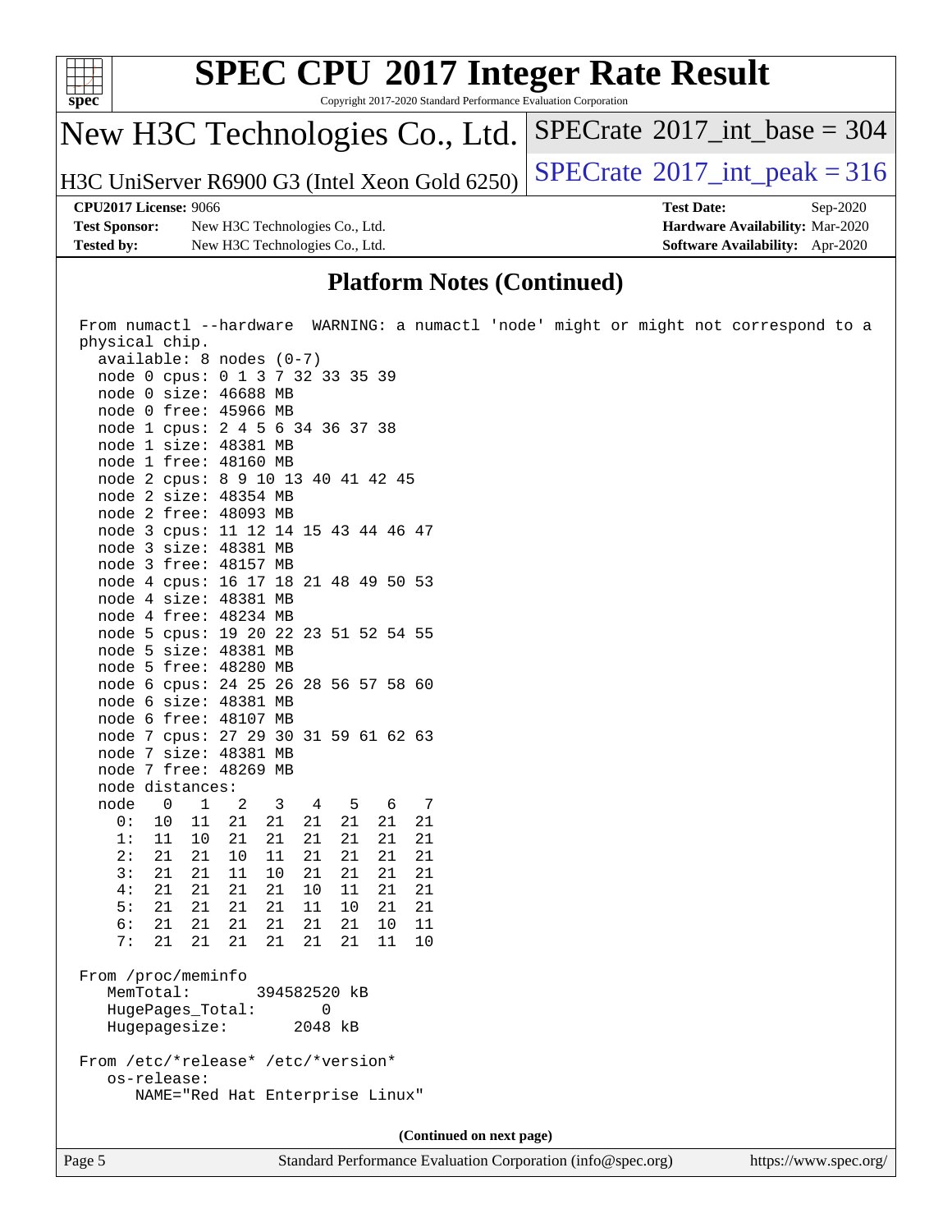## Platform Notes (Continued)

```
From numactl --hardware  WARNING: a numactl 'node' might or might not correspond to a
physical chip.
  available: 8 nodes (0-7)
  node 0 cpus: 0 1 3 7 32 33 35 39
  node 0 size: 46688 MB
  node 0 free: 45966 MB
  node 1 cpus: 2 4 5 6 34 36 37 38
  node 1 size: 48381 MB
  node 1 free: 48160 MB
  node 2 cpus: 8 9 10 13 40 41 42 45
  node 2 size: 48354 MB
  node 2 free: 48093 MB
  node 3 cpus: 11 12 14 15 43 44 46 47
  node 3 size: 48381 MB
  node 3 free: 48157 MB
  node 4 cpus: 16 17 18 21 48 49 50 53
  node 4 size: 48381 MB
  node 4 free: 48234 MB
  node 5 cpus: 19 20 22 23 51 52 54 55
  node 5 size: 48381 MB
  node 5 free: 48280 MB
  node 6 cpus: 24 25 26 28 56 57 58 60
  node 6 size: 48381 MB
  node 6 free: 48107 MB
  node 7 cpus: 27 29 30 31 59 61 62 63
  node 7 size: 48381 MB
  node 7 free: 48269 MB
  node distances:
  node   0   1   2   3   4   5   6   7
    0:  10  11  21  21  21  21  21  21
    1:  11  10  21  21  21  21  21  21
    2:  21  21  10  11  21  21  21  21
    3:  21  21  11  10  21  21  21  21
    4:  21  21  21  21  10  11  21  21
    5:  21  21  21  21  11  10  21  21
    6:  21  21  21  21  21  21  10  11
    7:  21  21  21  21  21  21  11  10

From /proc/meminfo
   MemTotal:       394582520 kB
   HugePages_Total:       0
   Hugepagesize:       2048 kB

From /etc/*release* /etc/*version*
   os-release:
      NAME="Red Hat Enterprise Linux"
```

(Continued on next page)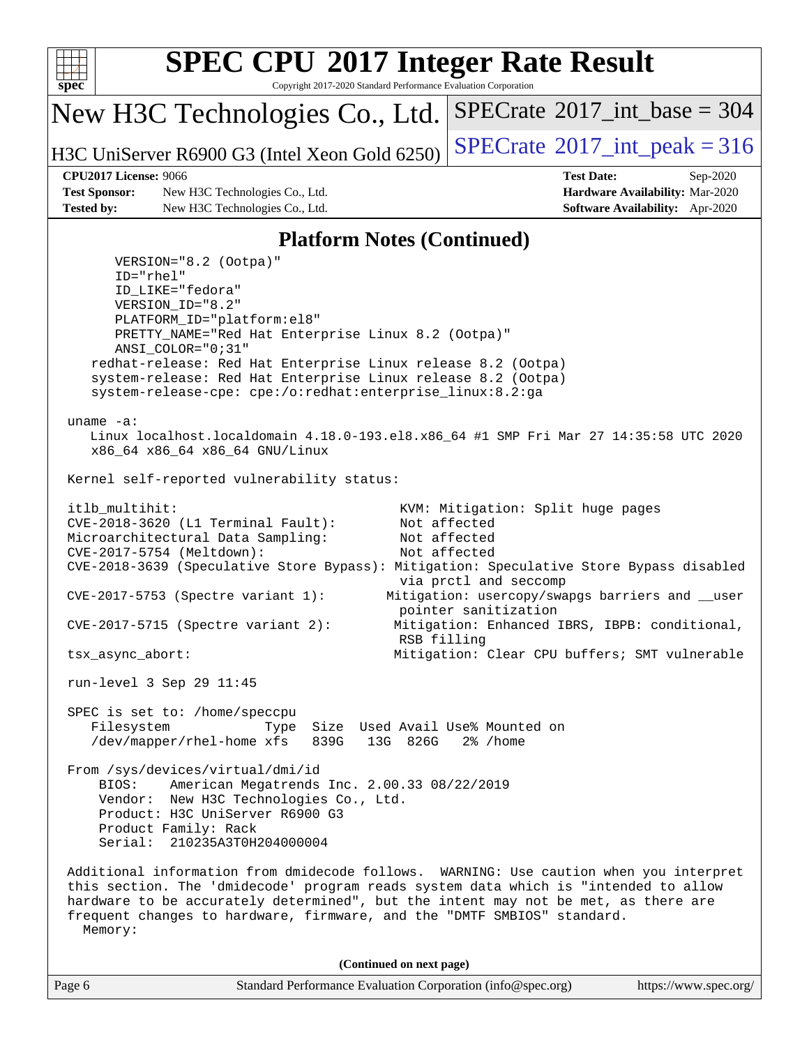## Platform Notes (Continued)

```
      VERSION="8.2 (Ootpa)"
      ID="rhel"
      ID_LIKE="fedora"
      VERSION_ID="8.2"
      PLATFORM_ID="platform:el8"
      PRETTY_NAME="Red Hat Enterprise Linux 8.2 (Ootpa)"
      ANSI_COLOR="0;31"
   redhat-release: Red Hat Enterprise Linux release 8.2 (Ootpa)
   system-release: Red Hat Enterprise Linux release 8.2 (Ootpa)
   system-release-cpe: cpe:/o:redhat:enterprise_linux:8.2:ga

uname -a:
   Linux localhost.localdomain 4.18.0-193.el8.x86_64 #1 SMP Fri Mar 27 14:35:58 UTC 2020
   x86_64 x86_64 x86_64 GNU/Linux

Kernel self-reported vulnerability status:

itlb_multihit:                                         KVM: Mitigation: Split huge pages
CVE-2018-3620 (L1 Terminal Fault):                     Not affected
Microarchitectural Data Sampling:                      Not affected
CVE-2017-5754 (Meltdown):                              Not affected
CVE-2018-3639 (Speculative Store Bypass): Mitigation: Speculative Store Bypass disabled
                                                       via prctl and seccomp
CVE-2017-5753 (Spectre variant 1):                   Mitigation: usercopy/swapgs barriers and __user
                                                       pointer sanitization
CVE-2017-5715 (Spectre variant 2):                    Mitigation: Enhanced IBRS, IBPB: conditional,
                                                       RSB filling
tsx_async_abort:                                      Mitigation: Clear CPU buffers; SMT vulnerable

run-level 3 Sep 29 11:45

SPEC is set to: /home/speccpu
   Filesystem            Type  Size  Used Avail Use% Mounted on
   /dev/mapper/rhel-home xfs   839G   13G  826G   2% /home

From /sys/devices/virtual/dmi/id
    BIOS:    American Megatrends Inc. 2.00.33 08/22/2019
    Vendor:  New H3C Technologies Co., Ltd.
    Product: H3C UniServer R6900 G3
    Product Family: Rack
    Serial:  210235A3T0H204000004

Additional information from dmidecode follows.  WARNING: Use caution when you interpret
this section. The 'dmidecode' program reads system data which is "intended to allow
hardware to be accurately determined", but the intent may not be met, as there are
frequent changes to hardware, firmware, and the "DMTF SMBIOS" standard.
  Memory:
```

(Continued on next page)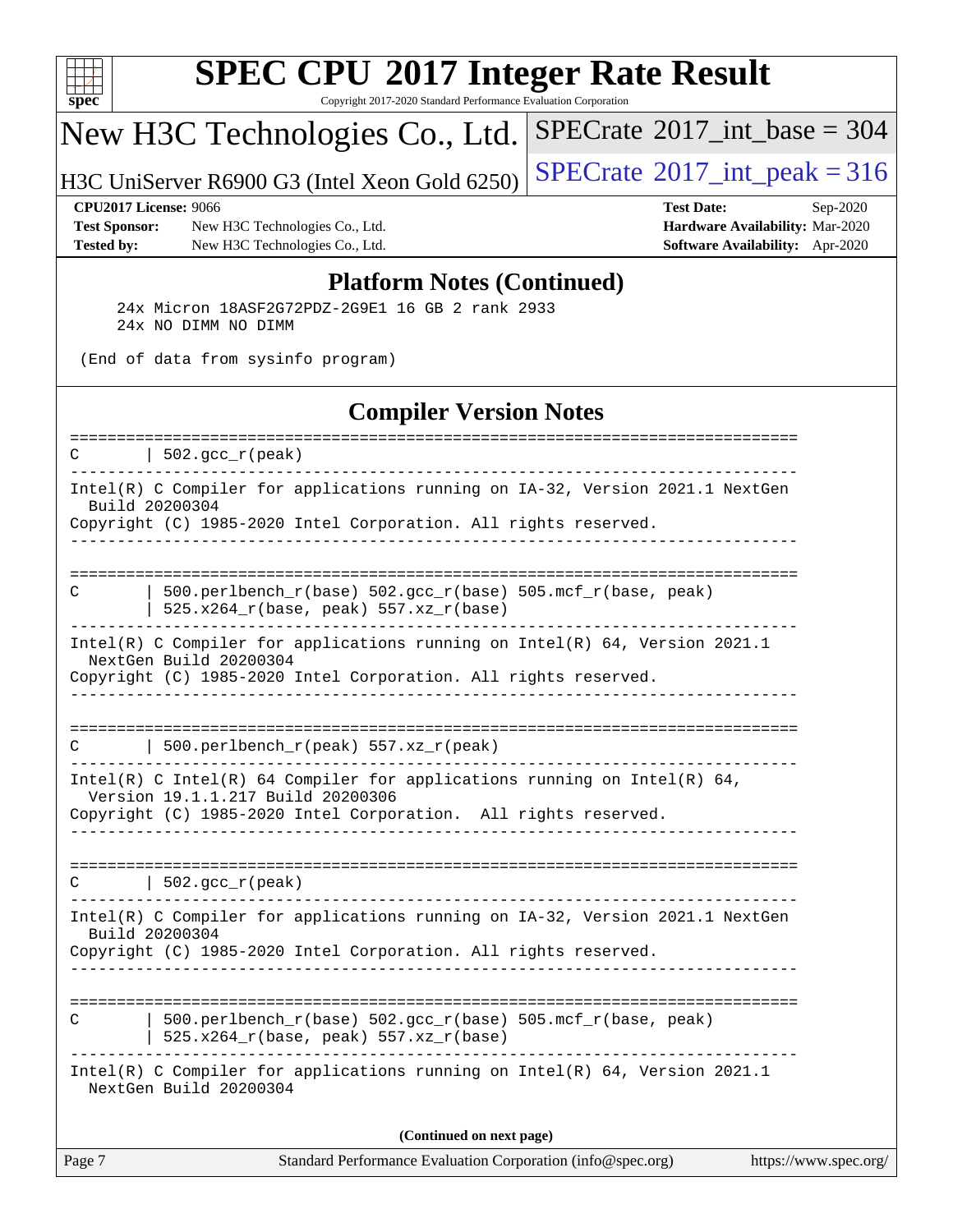## Platform Notes (Continued)

```
24x Micron 18ASF2G72PDZ-2G9E1 16 GB 2 rank 2933
24x NO DIMM NO DIMM

(End of data from sysinfo program)
```

## Compiler Version Notes

```
==============================================================================
C       | 502.gcc_r(peak)
------------------------------------------------------------------------------
Intel(R) C Compiler for applications running on IA-32, Version 2021.1 NextGen
  Build 20200304
Copyright (C) 1985-2020 Intel Corporation. All rights reserved.
------------------------------------------------------------------------------

==============================================================================
C       | 500.perlbench_r(base) 502.gcc_r(base) 505.mcf_r(base, peak)
        | 525.x264_r(base, peak) 557.xz_r(base)
------------------------------------------------------------------------------
Intel(R) C Compiler for applications running on Intel(R) 64, Version 2021.1
  NextGen Build 20200304
Copyright (C) 1985-2020 Intel Corporation. All rights reserved.
------------------------------------------------------------------------------

==============================================================================
C       | 500.perlbench_r(peak) 557.xz_r(peak)
------------------------------------------------------------------------------
Intel(R) C Intel(R) 64 Compiler for applications running on Intel(R) 64,
  Version 19.1.1.217 Build 20200306
Copyright (C) 1985-2020 Intel Corporation.  All rights reserved.
------------------------------------------------------------------------------

==============================================================================
C       | 502.gcc_r(peak)
------------------------------------------------------------------------------
Intel(R) C Compiler for applications running on IA-32, Version 2021.1 NextGen
  Build 20200304
Copyright (C) 1985-2020 Intel Corporation. All rights reserved.
------------------------------------------------------------------------------

==============================================================================
C       | 500.perlbench_r(base) 502.gcc_r(base) 505.mcf_r(base, peak)
        | 525.x264_r(base, peak) 557.xz_r(base)
------------------------------------------------------------------------------
Intel(R) C Compiler for applications running on Intel(R) 64, Version 2021.1
  NextGen Build 20200304
```

**(Continued on next page)**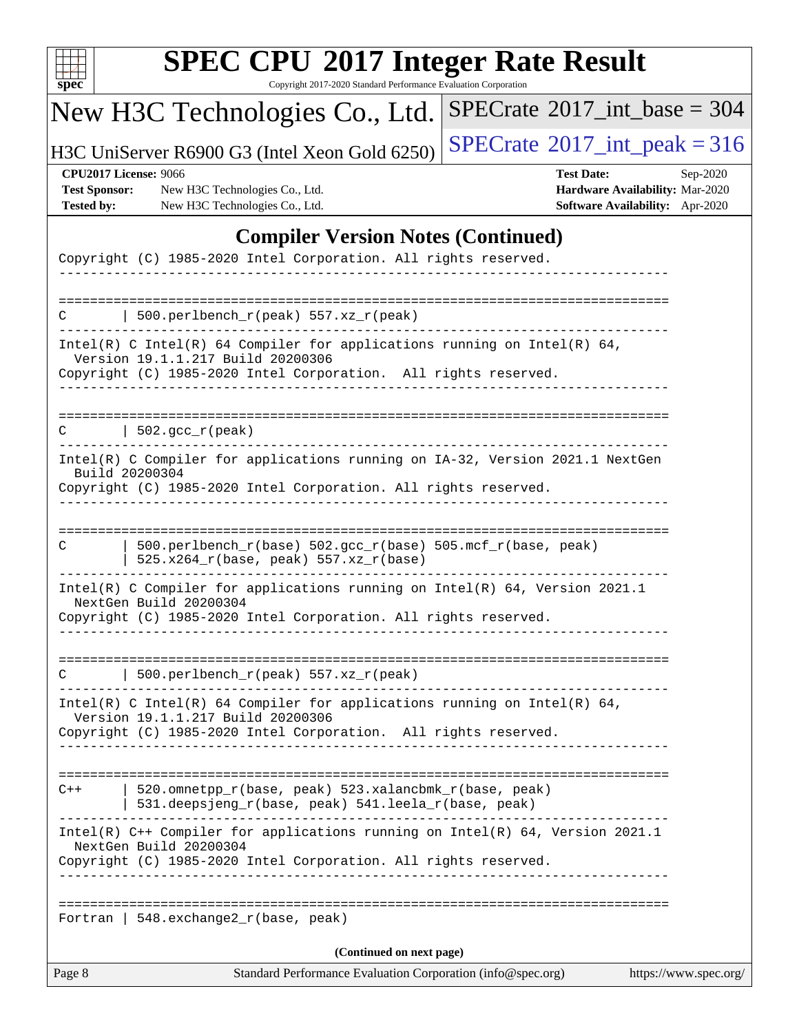## Compiler Version Notes (Continued)

```
Copyright (C) 1985-2020 Intel Corporation. All rights reserved.
------------------------------------------------------------------------------

==============================================================================
C       | 500.perlbench_r(peak) 557.xz_r(peak)
------------------------------------------------------------------------------
Intel(R) C Intel(R) 64 Compiler for applications running on Intel(R) 64,
  Version 19.1.1.217 Build 20200306
Copyright (C) 1985-2020 Intel Corporation.  All rights reserved.
------------------------------------------------------------------------------

==============================================================================
C       | 502.gcc_r(peak)
------------------------------------------------------------------------------
Intel(R) C Compiler for applications running on IA-32, Version 2021.1 NextGen
  Build 20200304
Copyright (C) 1985-2020 Intel Corporation. All rights reserved.
------------------------------------------------------------------------------

==============================================================================
C       | 500.perlbench_r(base) 502.gcc_r(base) 505.mcf_r(base, peak)
        | 525.x264_r(base, peak) 557.xz_r(base)
------------------------------------------------------------------------------
Intel(R) C Compiler for applications running on Intel(R) 64, Version 2021.1
  NextGen Build 20200304
Copyright (C) 1985-2020 Intel Corporation. All rights reserved.
------------------------------------------------------------------------------

==============================================================================
C       | 500.perlbench_r(peak) 557.xz_r(peak)
------------------------------------------------------------------------------
Intel(R) C Intel(R) 64 Compiler for applications running on Intel(R) 64,
  Version 19.1.1.217 Build 20200306
Copyright (C) 1985-2020 Intel Corporation.  All rights reserved.
------------------------------------------------------------------------------

==============================================================================
C++     | 520.omnetpp_r(base, peak) 523.xalancbmk_r(base, peak)
        | 531.deepsjeng_r(base, peak) 541.leela_r(base, peak)
------------------------------------------------------------------------------
Intel(R) C++ Compiler for applications running on Intel(R) 64, Version 2021.1
  NextGen Build 20200304
Copyright (C) 1985-2020 Intel Corporation. All rights reserved.
------------------------------------------------------------------------------

==============================================================================
Fortran | 548.exchange2_r(base, peak)
```

(Continued on next page)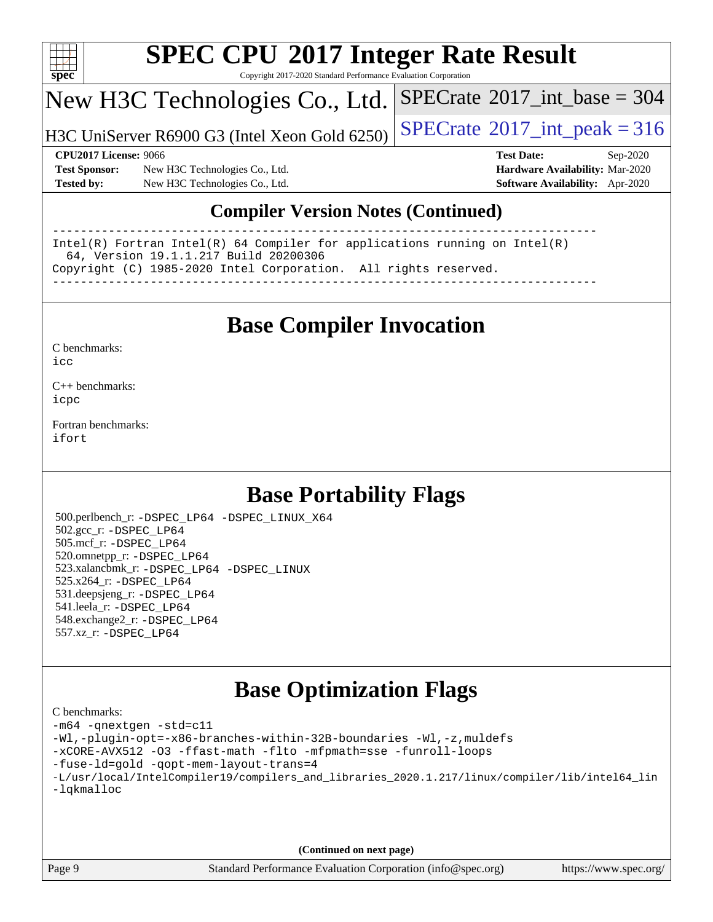# SPEC CPU 2017 Integer Rate Result

Copyright 2017-2020 Standard Performance Evaluation Corporation

## New H3C Technologies Co., Ltd.

H3C UniServer R6900 G3 (Intel Xeon Gold 6250)

SPECrate 2017_int_base = 304

SPECrate 2017_int_peak = 316

**CPU2017 License:** 9066
**Test Sponsor:** New H3C Technologies Co., Ltd.
**Tested by:** New H3C Technologies Co., Ltd.
**Test Date:** Sep-2020
**Hardware Availability:** Mar-2020
**Software Availability:** Apr-2020

## Compiler Version Notes (Continued)

```
==============================================================================
Intel(R) Fortran Intel(R) 64 Compiler for applications running on Intel(R)
  64, Version 19.1.1.217 Build 20200306
Copyright (C) 1985-2020 Intel Corporation.  All rights reserved.
------------------------------------------------------------------------------
```

## Base Compiler Invocation

C benchmarks:
`icc`

C++ benchmarks:
`icpc`

Fortran benchmarks:
`ifort`

## Base Portability Flags

500.perlbench_r: `-DSPEC_LP64 -DSPEC_LINUX_X64`
502.gcc_r: `-DSPEC_LP64`
505.mcf_r: `-DSPEC_LP64`
520.omnetpp_r: `-DSPEC_LP64`
523.xalancbmk_r: `-DSPEC_LP64 -DSPEC_LINUX`
525.x264_r: `-DSPEC_LP64`
531.deepsjeng_r: `-DSPEC_LP64`
541.leela_r: `-DSPEC_LP64`
548.exchange2_r: `-DSPEC_LP64`
557.xz_r: `-DSPEC_LP64`

## Base Optimization Flags

C benchmarks:

```
-m64 -qnextgen -std=c11
-Wl,-plugin-opt=-x86-branches-within-32B-boundaries -Wl,-z,muldefs
-xCORE-AVX512 -O3 -ffast-math -flto -mfpmath=sse -funroll-loops
-fuse-ld=gold -qopt-mem-layout-trans=4
-L/usr/local/IntelCompiler19/compilers_and_libraries_2020.1.217/linux/compiler/lib/intel64_lin
-lqkmalloc
```

**(Continued on next page)**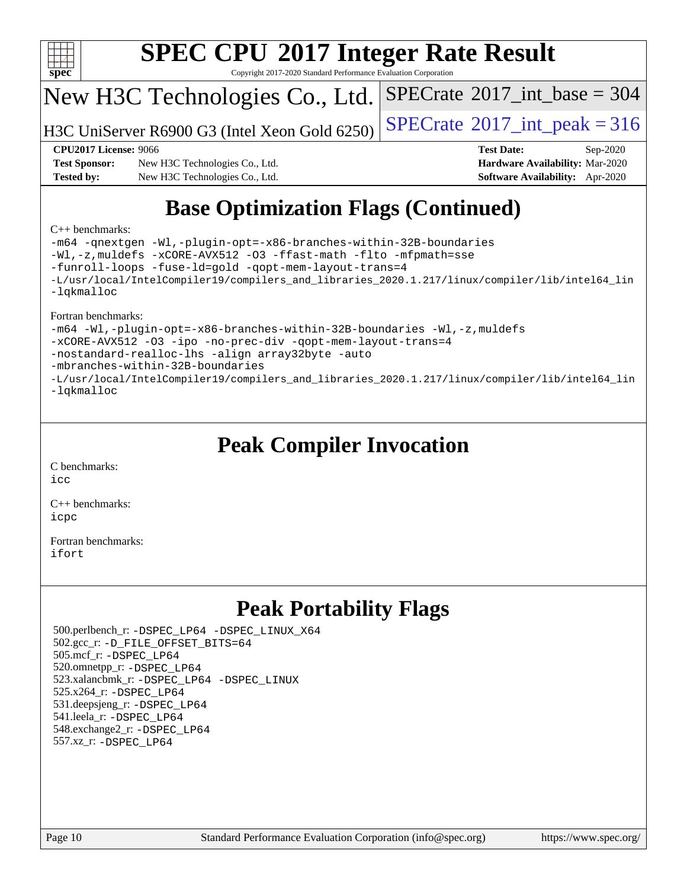# Base Optimization Flags (Continued)

C++ benchmarks:

```
-m64 -qnextgen -Wl,-plugin-opt=-x86-branches-within-32B-boundaries
-Wl,-z,muldefs -xCORE-AVX512 -O3 -ffast-math -flto -mfpmath=sse
-funroll-loops -fuse-ld=gold -qopt-mem-layout-trans=4
-L/usr/local/IntelCompiler19/compilers_and_libraries_2020.1.217/linux/compiler/lib/intel64_lin
-lqkmalloc
```

Fortran benchmarks:

```
-m64 -Wl,-plugin-opt=-x86-branches-within-32B-boundaries -Wl,-z,muldefs
-xCORE-AVX512 -O3 -ipo -no-prec-div -qopt-mem-layout-trans=4
-nostandard-realloc-lhs -align array32byte -auto
-mbranches-within-32B-boundaries
-L/usr/local/IntelCompiler19/compilers_and_libraries_2020.1.217/linux/compiler/lib/intel64_lin
-lqkmalloc
```

# Peak Compiler Invocation

C benchmarks:
icc

C++ benchmarks:
icpc

Fortran benchmarks:
ifort

# Peak Portability Flags

500.perlbench_r: -DSPEC_LP64 -DSPEC_LINUX_X64
502.gcc_r: -D_FILE_OFFSET_BITS=64
505.mcf_r: -DSPEC_LP64
520.omnetpp_r: -DSPEC_LP64
523.xalancbmk_r: -DSPEC_LP64 -DSPEC_LINUX
525.x264_r: -DSPEC_LP64
531.deepsjeng_r: -DSPEC_LP64
541.leela_r: -DSPEC_LP64
548.exchange2_r: -DSPEC_LP64
557.xz_r: -DSPEC_LP64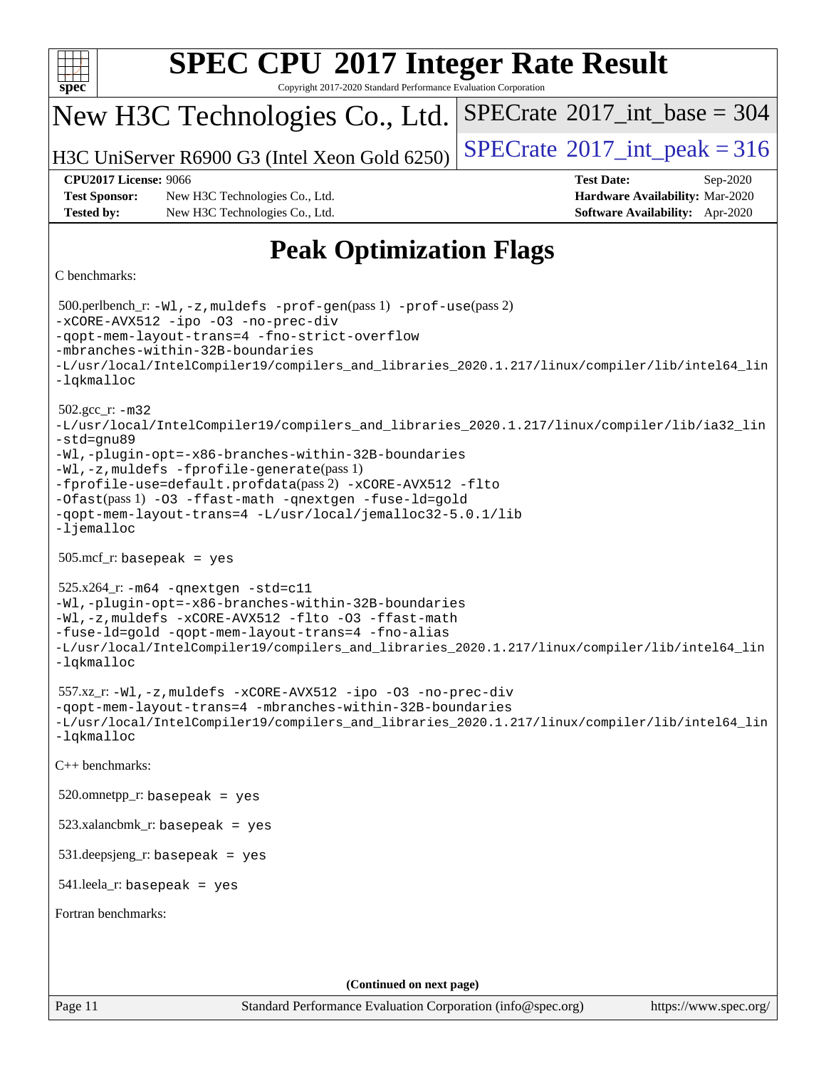# SPEC CPU 2017 Integer Rate Result

Copyright 2017-2020 Standard Performance Evaluation Corporation

## New H3C Technologies Co., Ltd.

H3C UniServer R6900 G3 (Intel Xeon Gold 6250)

SPECrate 2017_int_base = 304

SPECrate 2017_int_peak = 316

| | | | |
|---|---|---|---|
| **CPU2017 License:** | 9066 | **Test Date:** | Sep-2020 |
| **Test Sponsor:** | New H3C Technologies Co., Ltd. | **Hardware Availability:** | Mar-2020 |
| **Tested by:** | New H3C Technologies Co., Ltd. | **Software Availability:** | Apr-2020 |

# Peak Optimization Flags

C benchmarks:

500.perlbench_r: -Wl,-z,muldefs -prof-gen(pass 1) -prof-use(pass 2) -xCORE-AVX512 -ipo -O3 -no-prec-div -qopt-mem-layout-trans=4 -fno-strict-overflow -mbranches-within-32B-boundaries -L/usr/local/IntelCompiler19/compilers_and_libraries_2020.1.217/linux/compiler/lib/intel64_lin -lqkmalloc

502.gcc_r: -m32 -L/usr/local/IntelCompiler19/compilers_and_libraries_2020.1.217/linux/compiler/lib/ia32_lin -std=gnu89 -Wl,-plugin-opt=-x86-branches-within-32B-boundaries -Wl,-z,muldefs -fprofile-generate(pass 1) -fprofile-use=default.profdata(pass 2) -xCORE-AVX512 -flto -Ofast(pass 1) -O3 -ffast-math -qnextgen -fuse-ld=gold -qopt-mem-layout-trans=4 -L/usr/local/jemalloc32-5.0.1/lib -ljemalloc

505.mcf_r: basepeak = yes

525.x264_r: -m64 -qnextgen -std=c11 -Wl,-plugin-opt=-x86-branches-within-32B-boundaries -Wl,-z,muldefs -xCORE-AVX512 -flto -O3 -ffast-math -fuse-ld=gold -qopt-mem-layout-trans=4 -fno-alias -L/usr/local/IntelCompiler19/compilers_and_libraries_2020.1.217/linux/compiler/lib/intel64_lin -lqkmalloc

557.xz_r: -Wl,-z,muldefs -xCORE-AVX512 -ipo -O3 -no-prec-div -qopt-mem-layout-trans=4 -mbranches-within-32B-boundaries -L/usr/local/IntelCompiler19/compilers_and_libraries_2020.1.217/linux/compiler/lib/intel64_lin -lqkmalloc

C++ benchmarks:

520.omnetpp_r: basepeak = yes

523.xalancbmk_r: basepeak = yes

531.deepsjeng_r: basepeak = yes

541.leela_r: basepeak = yes

Fortran benchmarks:

**(Continued on next page)**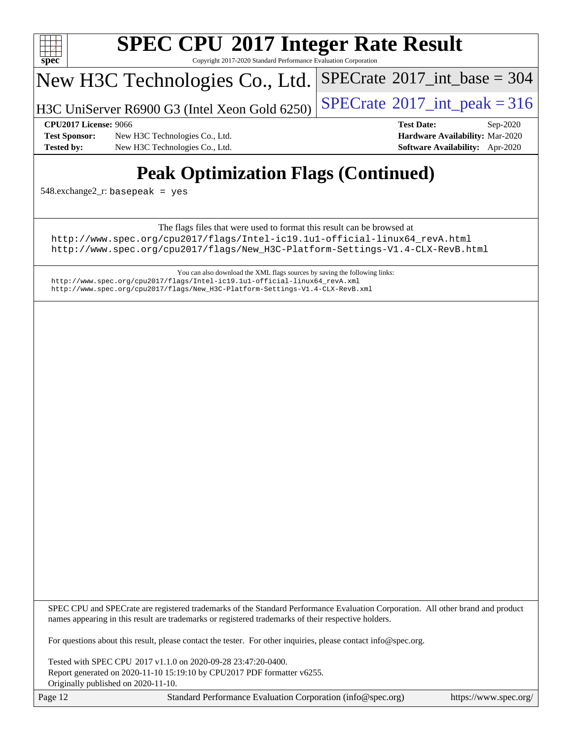# Peak Optimization Flags (Continued)

548.exchange2_r: basepeak = yes

The flags files that were used to format this result can be browsed at
http://www.spec.org/cpu2017/flags/Intel-ic19.1u1-official-linux64_revA.html
http://www.spec.org/cpu2017/flags/New_H3C-Platform-Settings-V1.4-CLX-RevB.html

You can also download the XML flags sources by saving the following links:
http://www.spec.org/cpu2017/flags/Intel-ic19.1u1-official-linux64_revA.xml
http://www.spec.org/cpu2017/flags/New_H3C-Platform-Settings-V1.4-CLX-RevB.xml

SPEC CPU and SPECrate are registered trademarks of the Standard Performance Evaluation Corporation. All other brand and product names appearing in this result are trademarks or registered trademarks of their respective holders.

For questions about this result, please contact the tester. For other inquiries, please contact info@spec.org.

Tested with SPEC CPU 2017 v1.1.0 on 2020-09-28 23:47:20-0400.
Report generated on 2020-11-10 15:19:10 by CPU2017 PDF formatter v6255.
Originally published on 2020-11-10.